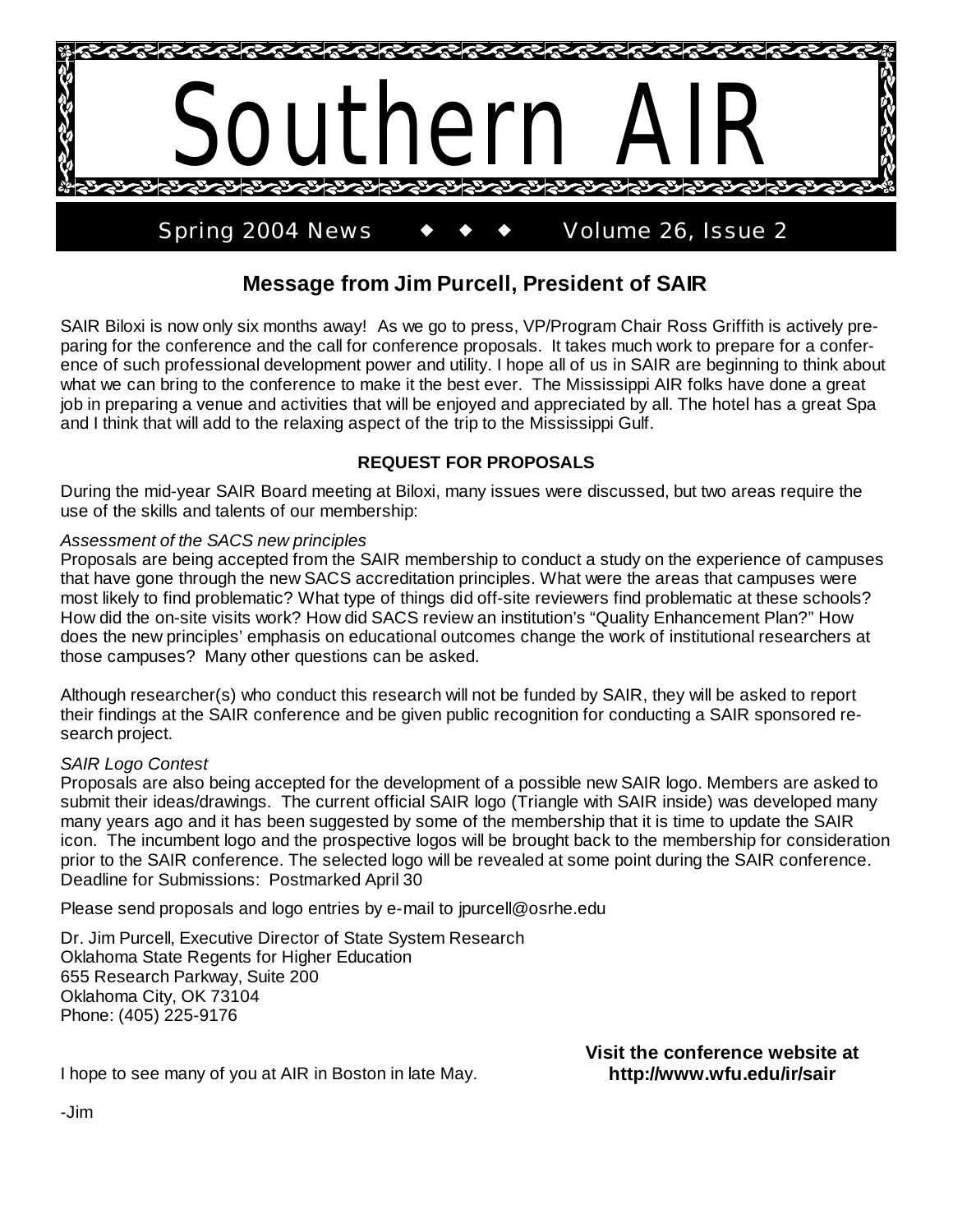# Southern AIR

Spring 2004 News ◆ ◆ ◆ Volume 26, Issue 2

## Message from Jim Purcell, President of SAIR

SAIR Biloxi is now only six months away! As we go to press, VP/Program Chair Ross Griffith is actively preparing for the conference and the call for conference proposals. It takes much work to prepare for a conference of such professional development power and utility. I hope all of us in SAIR are beginning to think about what we can bring to the conference to make it the best ever. The Mississippi AIR folks have done a great job in preparing a venue and activities that will be enjoyed and appreciated by all. The hotel has a great Spa and I think that will add to the relaxing aspect of the trip to the Mississippi Gulf.

### REQUEST FOR PROPOSALS

During the mid-year SAIR Board meeting at Biloxi, many issues were discussed, but two areas require the use of the skills and talents of our membership:

*Assessment of the SACS new principles*

Proposals are being accepted from the SAIR membership to conduct a study on the experience of campuses that have gone through the new SACS accreditation principles. What were the areas that campuses were most likely to find problematic? What type of things did off-site reviewers find problematic at these schools? How did the on-site visits work? How did SACS review an institution's "Quality Enhancement Plan?" How does the new principles' emphasis on educational outcomes change the work of institutional researchers at those campuses? Many other questions can be asked.

Although researcher(s) who conduct this research will not be funded by SAIR, they will be asked to report their findings at the SAIR conference and be given public recognition for conducting a SAIR sponsored research project.

*SAIR Logo Contest*

Proposals are also being accepted for the development of a possible new SAIR logo. Members are asked to submit their ideas/drawings. The current official SAIR logo (Triangle with SAIR inside) was developed many many years ago and it has been suggested by some of the membership that it is time to update the SAIR icon. The incumbent logo and the prospective logos will be brought back to the membership for consideration prior to the SAIR conference. The selected logo will be revealed at some point during the SAIR conference. Deadline for Submissions: Postmarked April 30

Please send proposals and logo entries by e-mail to jpurcell@osrhe.edu

Dr. Jim Purcell, Executive Director of State System Research
Oklahoma State Regents for Higher Education
655 Research Parkway, Suite 200
Oklahoma City, OK 73104
Phone: (405) 225-9176

I hope to see many of you at AIR in Boston in late May.

-Jim

**Visit the conference website at http://www.wfu.edu/ir/sair**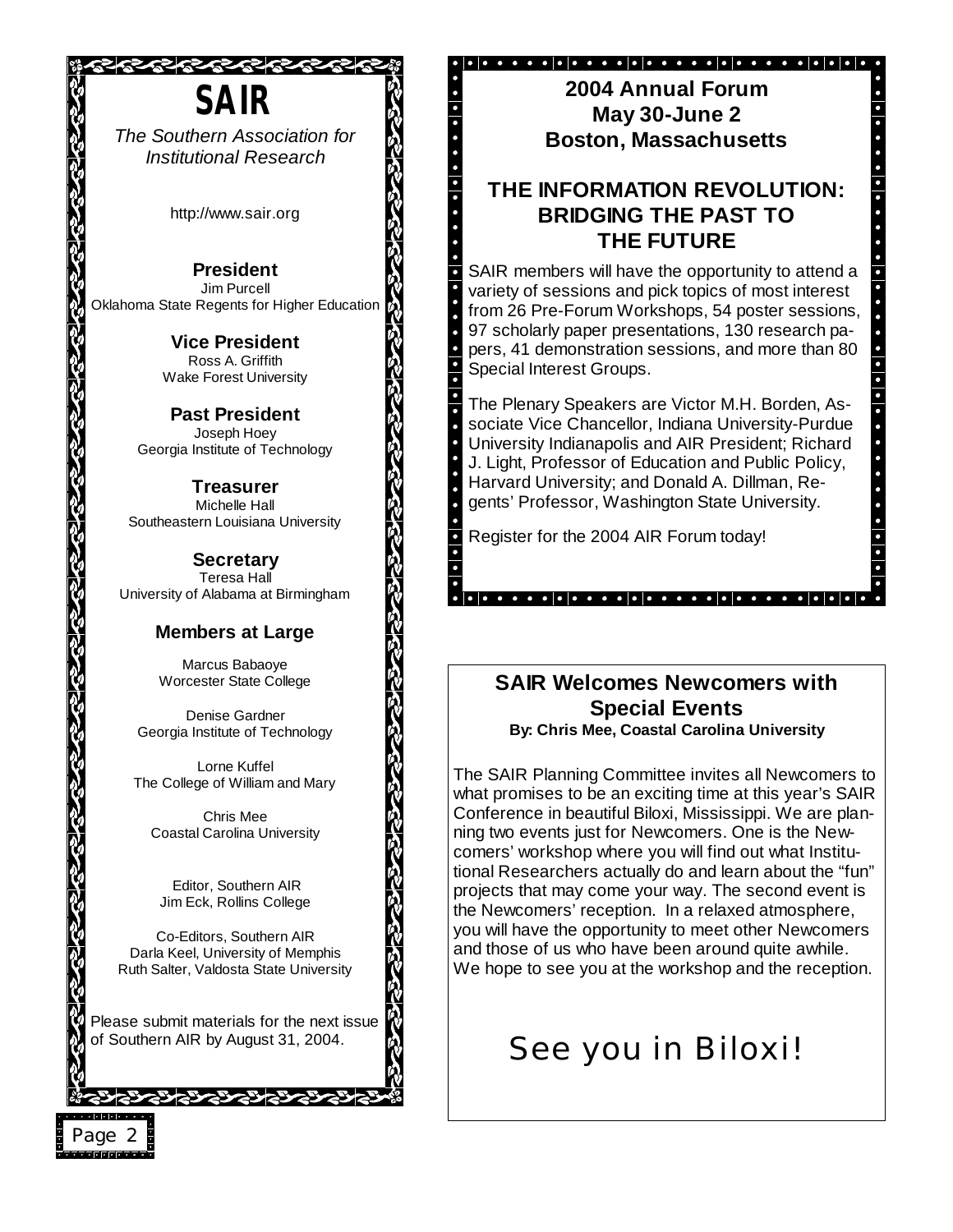# SAIR

*The Southern Association for Institutional Research*

http://www.sair.org

**President**
Jim Purcell
Oklahoma State Regents for Higher Education

**Vice President**
Ross A. Griffith
Wake Forest University

**Past President**
Joseph Hoey
Georgia Institute of Technology

**Treasurer**
Michelle Hall
Southeastern Louisiana University

**Secretary**
Teresa Hall
University of Alabama at Birmingham

**Members at Large**

Marcus Babaoye
Worcester State College

Denise Gardner
Georgia Institute of Technology

Lorne Kuffel
The College of William and Mary

Chris Mee
Coastal Carolina University

Editor, Southern AIR
Jim Eck, Rollins College

Co-Editors, Southern AIR
Darla Keel, University of Memphis
Ruth Salter, Valdosta State University

Please submit materials for the next issue of Southern AIR by August 31, 2004.

## 2004 Annual Forum May 30-June 2 Boston, Massachusetts

## THE INFORMATION REVOLUTION: BRIDGING THE PAST TO THE FUTURE

SAIR members will have the opportunity to attend a variety of sessions and pick topics of most interest from 26 Pre-Forum Workshops, 54 poster sessions, 97 scholarly paper presentations, 130 research papers, 41 demonstration sessions, and more than 80 Special Interest Groups.

The Plenary Speakers are Victor M.H. Borden, Associate Vice Chancellor, Indiana University-Purdue University Indianapolis and AIR President; Richard J. Light, Professor of Education and Public Policy, Harvard University; and Donald A. Dillman, Regents' Professor, Washington State University.

Register for the 2004 AIR Forum today!

## SAIR Welcomes Newcomers with Special Events

**By: Chris Mee, Coastal Carolina University**

The SAIR Planning Committee invites all Newcomers to what promises to be an exciting time at this year's SAIR Conference in beautiful Biloxi, Mississippi. We are planning two events just for Newcomers. One is the Newcomers' workshop where you will find out what Institutional Researchers actually do and learn about the "fun" projects that may come your way. The second event is the Newcomers' reception. In a relaxed atmosphere, you will have the opportunity to meet other Newcomers and those of us who have been around quite awhile. We hope to see you at the workshop and the reception.

See you in Biloxi!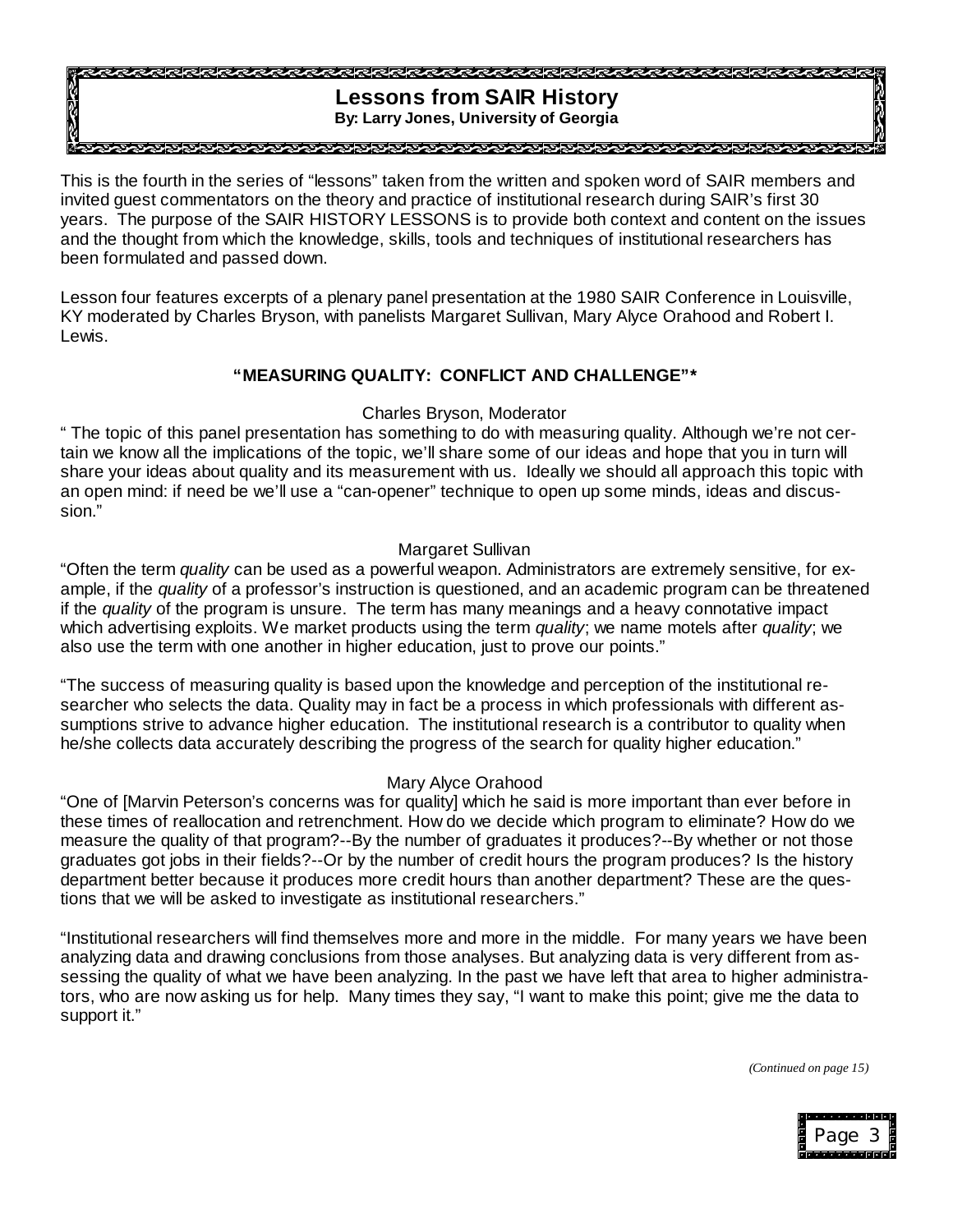# Lessons from SAIR History

**By: Larry Jones, University of Georgia**

This is the fourth in the series of "lessons" taken from the written and spoken word of SAIR members and invited guest commentators on the theory and practice of institutional research during SAIR's first 30 years. The purpose of the SAIR HISTORY LESSONS is to provide both context and content on the issues and the thought from which the knowledge, skills, tools and techniques of institutional researchers has been formulated and passed down.

Lesson four features excerpts of a plenary panel presentation at the 1980 SAIR Conference in Louisville, KY moderated by Charles Bryson, with panelists Margaret Sullivan, Mary Alyce Orahood and Robert I. Lewis.

## "MEASURING QUALITY: CONFLICT AND CHALLENGE"*

Charles Bryson, Moderator

" The topic of this panel presentation has something to do with measuring quality. Although we're not certain we know all the implications of the topic, we'll share some of our ideas and hope that you in turn will share your ideas about quality and its measurement with us. Ideally we should all approach this topic with an open mind: if need be we'll use a "can-opener" technique to open up some minds, ideas and discussion."

Margaret Sullivan

"Often the term *quality* can be used as a powerful weapon. Administrators are extremely sensitive, for example, if the *quality* of a professor's instruction is questioned, and an academic program can be threatened if the *quality* of the program is unsure. The term has many meanings and a heavy connotative impact which advertising exploits. We market products using the term *quality*; we name motels after *quality*; we also use the term with one another in higher education, just to prove our points."

"The success of measuring quality is based upon the knowledge and perception of the institutional researcher who selects the data. Quality may in fact be a process in which professionals with different assumptions strive to advance higher education. The institutional research is a contributor to quality when he/she collects data accurately describing the progress of the search for quality higher education."

Mary Alyce Orahood

"One of [Marvin Peterson's concerns was for quality] which he said is more important than ever before in these times of reallocation and retrenchment. How do we decide which program to eliminate? How do we measure the quality of that program?--By the number of graduates it produces?--By whether or not those graduates got jobs in their fields?--Or by the number of credit hours the program produces? Is the history department better because it produces more credit hours than another department? These are the questions that we will be asked to investigate as institutional researchers."

"Institutional researchers will find themselves more and more in the middle. For many years we have been analyzing data and drawing conclusions from those analyses. But analyzing data is very different from assessing the quality of what we have been analyzing. In the past we have left that area to higher administrators, who are now asking us for help. Many times they say, "I want to make this point; give me the data to support it."

*(Continued on page 15)*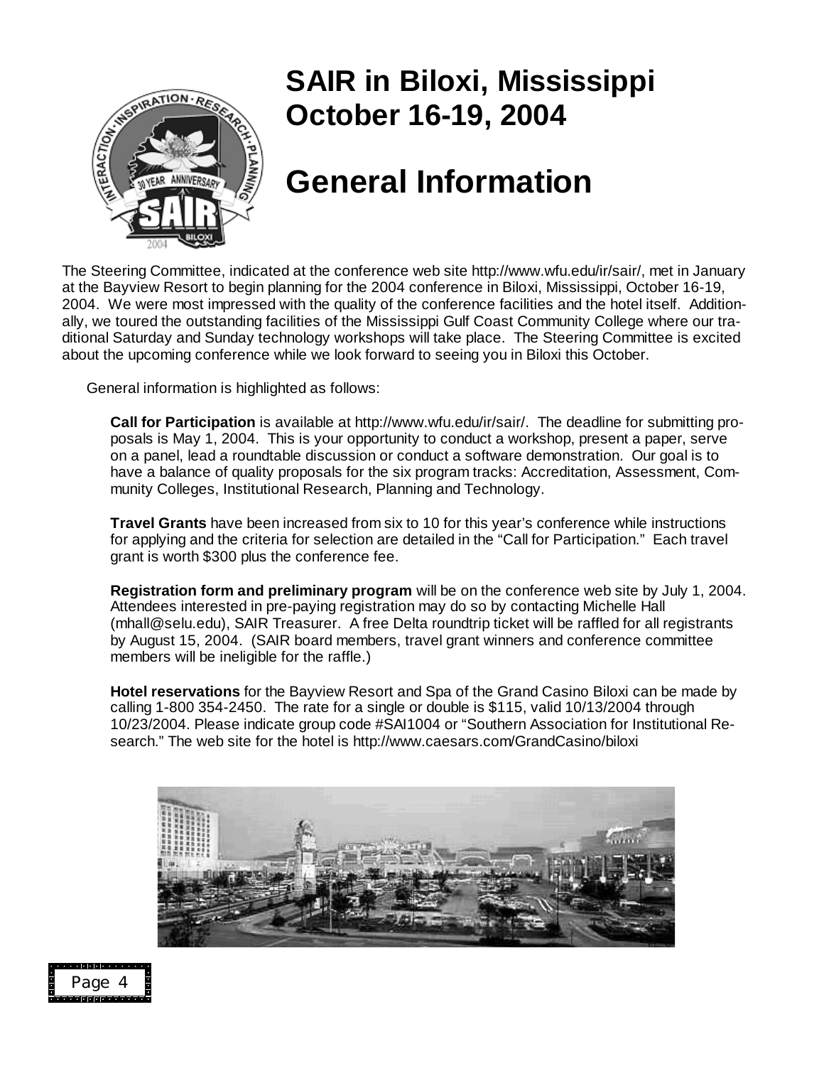# SAIR in Biloxi, Mississippi October 16-19, 2004

# General Information

The Steering Committee, indicated at the conference web site http://www.wfu.edu/ir/sair/, met in January at the Bayview Resort to begin planning for the 2004 conference in Biloxi, Mississippi, October 16-19, 2004. We were most impressed with the quality of the conference facilities and the hotel itself. Additionally, we toured the outstanding facilities of the Mississippi Gulf Coast Community College where our traditional Saturday and Sunday technology workshops will take place. The Steering Committee is excited about the upcoming conference while we look forward to seeing you in Biloxi this October.

General information is highlighted as follows:

**Call for Participation** is available at http://www.wfu.edu/ir/sair/. The deadline for submitting proposals is May 1, 2004. This is your opportunity to conduct a workshop, present a paper, serve on a panel, lead a roundtable discussion or conduct a software demonstration. Our goal is to have a balance of quality proposals for the six program tracks: Accreditation, Assessment, Community Colleges, Institutional Research, Planning and Technology.

**Travel Grants** have been increased from six to 10 for this year's conference while instructions for applying and the criteria for selection are detailed in the "Call for Participation." Each travel grant is worth $300 plus the conference fee.

**Registration form and preliminary program** will be on the conference web site by July 1, 2004. Attendees interested in pre-paying registration may do so by contacting Michelle Hall (mhall@selu.edu), SAIR Treasurer. A free Delta roundtrip ticket will be raffled for all registrants by August 15, 2004. (SAIR board members, travel grant winners and conference committee members will be ineligible for the raffle.)

**Hotel reservations** for the Bayview Resort and Spa of the Grand Casino Biloxi can be made by calling 1-800 354-2450. The rate for a single or double is $115, valid 10/13/2004 through 10/23/2004. Please indicate group code #SAI1004 or "Southern Association for Institutional Research." The web site for the hotel is http://www.caesars.com/GrandCasino/biloxi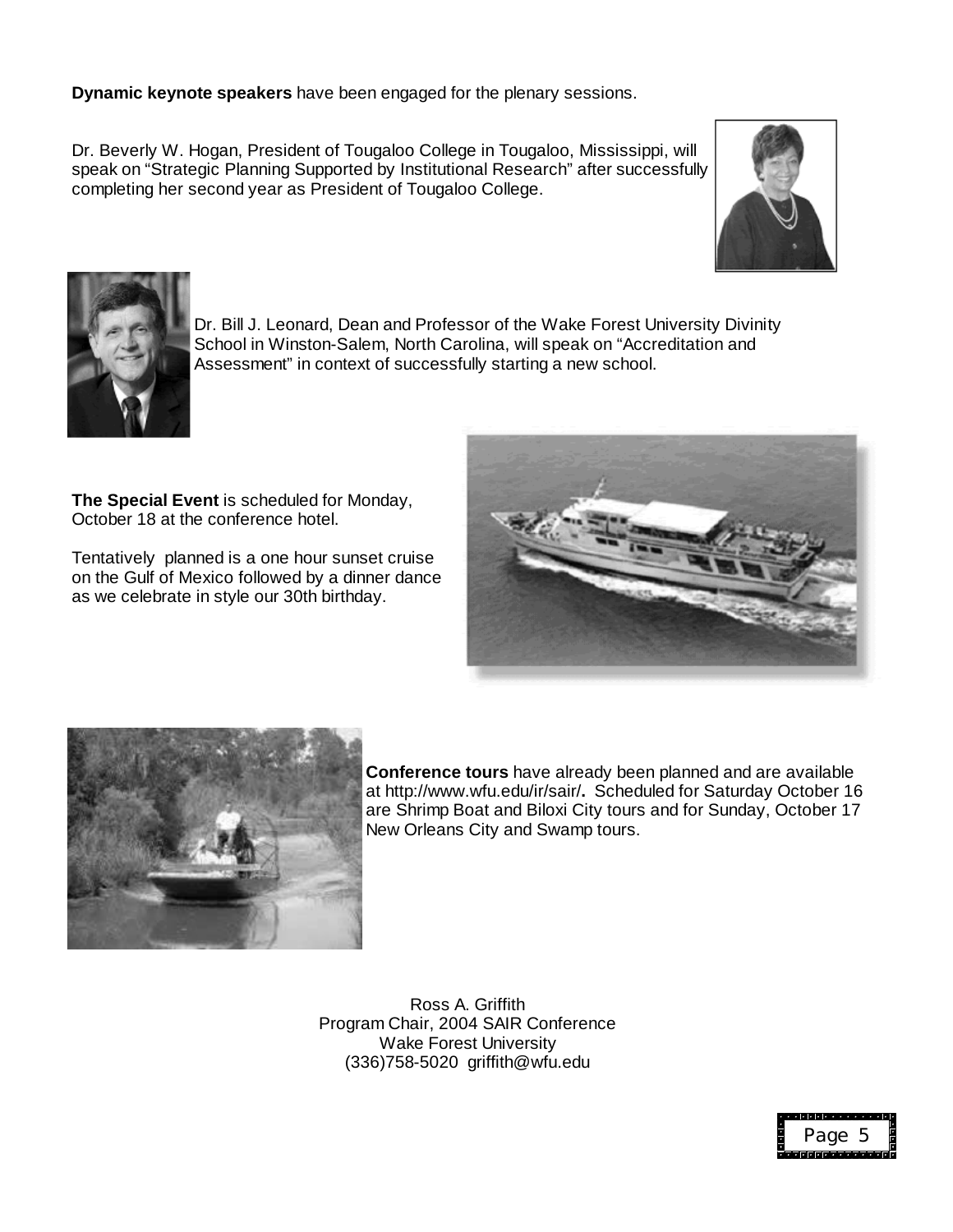**Dynamic keynote speakers** have been engaged for the plenary sessions.

Dr. Beverly W. Hogan, President of Tougaloo College in Tougaloo, Mississippi, will speak on "Strategic Planning Supported by Institutional Research" after successfully completing her second year as President of Tougaloo College.

Dr. Bill J. Leonard, Dean and Professor of the Wake Forest University Divinity School in Winston-Salem, North Carolina, will speak on "Accreditation and Assessment" in context of successfully starting a new school.

**The Special Event** is scheduled for Monday, October 18 at the conference hotel.

Tentatively planned is a one hour sunset cruise on the Gulf of Mexico followed by a dinner dance as we celebrate in style our 30th birthday.

**Conference tours** have already been planned and are available at http://www.wfu.edu/ir/sair/**.** Scheduled for Saturday October 16 are Shrimp Boat and Biloxi City tours and for Sunday, October 17 New Orleans City and Swamp tours.

Ross A. Griffith
Program Chair, 2004 SAIR Conference
Wake Forest University
(336)758-5020 griffith@wfu.edu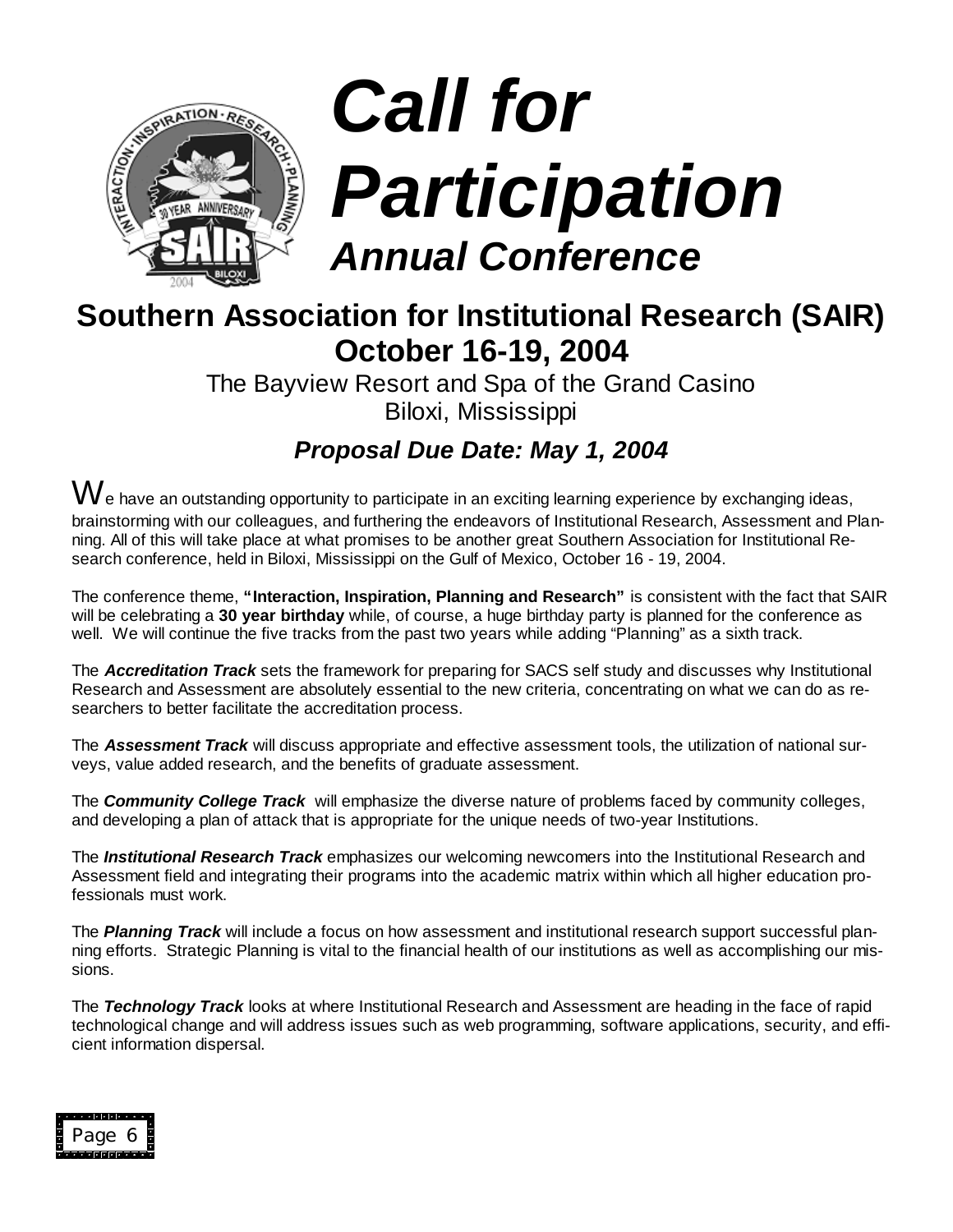# *Call for Participation*

## *Annual Conference*

## Southern Association for Institutional Research (SAIR)

### October 16-19, 2004

The Bayview Resort and Spa of the Grand Casino
Biloxi, Mississippi

### *Proposal Due Date: May 1, 2004*

We have an outstanding opportunity to participate in an exciting learning experience by exchanging ideas, brainstorming with our colleagues, and furthering the endeavors of Institutional Research, Assessment and Planning. All of this will take place at what promises to be another great Southern Association for Institutional Research conference, held in Biloxi, Mississippi on the Gulf of Mexico, October 16 - 19, 2004.

The conference theme, **"Interaction, Inspiration, Planning and Research"** is consistent with the fact that SAIR will be celebrating a **30 year birthday** while, of course, a huge birthday party is planned for the conference as well. We will continue the five tracks from the past two years while adding "Planning" as a sixth track.

The ***Accreditation Track*** sets the framework for preparing for SACS self study and discusses why Institutional Research and Assessment are absolutely essential to the new criteria, concentrating on what we can do as researchers to better facilitate the accreditation process.

The ***Assessment Track*** will discuss appropriate and effective assessment tools, the utilization of national surveys, value added research, and the benefits of graduate assessment.

The ***Community College Track*** will emphasize the diverse nature of problems faced by community colleges, and developing a plan of attack that is appropriate for the unique needs of two-year Institutions.

The ***Institutional Research Track*** emphasizes our welcoming newcomers into the Institutional Research and Assessment field and integrating their programs into the academic matrix within which all higher education professionals must work.

The ***Planning Track*** will include a focus on how assessment and institutional research support successful planning efforts. Strategic Planning is vital to the financial health of our institutions as well as accomplishing our missions.

The ***Technology Track*** looks at where Institutional Research and Assessment are heading in the face of rapid technological change and will address issues such as web programming, software applications, security, and efficient information dispersal.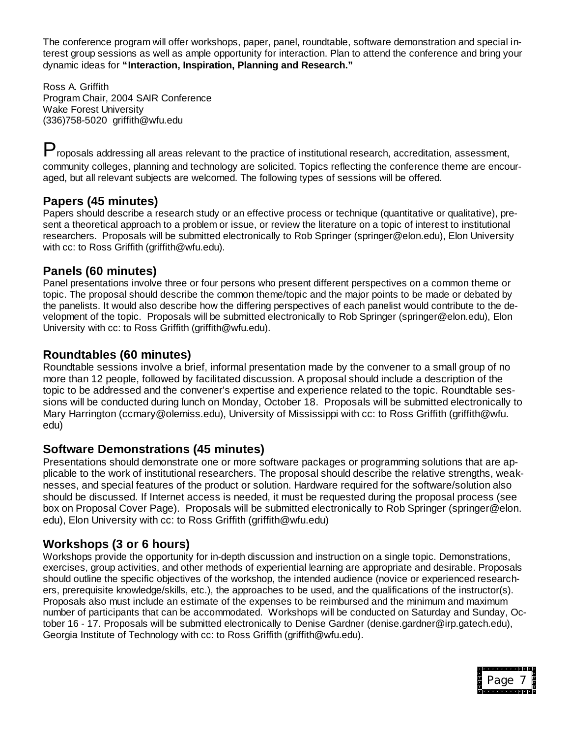The conference program will offer workshops, paper, panel, roundtable, software demonstration and special interest group sessions as well as ample opportunity for interaction. Plan to attend the conference and bring your dynamic ideas for **"Interaction, Inspiration, Planning and Research."**

Ross A. Griffith
Program Chair, 2004 SAIR Conference
Wake Forest University
(336)758-5020 griffith@wfu.edu

Proposals addressing all areas relevant to the practice of institutional research, accreditation, assessment, community colleges, planning and technology are solicited. Topics reflecting the conference theme are encouraged, but all relevant subjects are welcomed. The following types of sessions will be offered.

## Papers (45 minutes)

Papers should describe a research study or an effective process or technique (quantitative or qualitative), present a theoretical approach to a problem or issue, or review the literature on a topic of interest to institutional researchers. Proposals will be submitted electronically to Rob Springer (springer@elon.edu), Elon University with cc: to Ross Griffith (griffith@wfu.edu).

## Panels (60 minutes)

Panel presentations involve three or four persons who present different perspectives on a common theme or topic. The proposal should describe the common theme/topic and the major points to be made or debated by the panelists. It would also describe how the differing perspectives of each panelist would contribute to the development of the topic. Proposals will be submitted electronically to Rob Springer (springer@elon.edu), Elon University with cc: to Ross Griffith (griffith@wfu.edu).

## Roundtables (60 minutes)

Roundtable sessions involve a brief, informal presentation made by the convener to a small group of no more than 12 people, followed by facilitated discussion. A proposal should include a description of the topic to be addressed and the convener's expertise and experience related to the topic. Roundtable sessions will be conducted during lunch on Monday, October 18. Proposals will be submitted electronically to Mary Harrington (ccmary@olemiss.edu), University of Mississippi with cc: to Ross Griffith (griffith@wfu.edu)

## Software Demonstrations (45 minutes)

Presentations should demonstrate one or more software packages or programming solutions that are applicable to the work of institutional researchers. The proposal should describe the relative strengths, weaknesses, and special features of the product or solution. Hardware required for the software/solution also should be discussed. If Internet access is needed, it must be requested during the proposal process (see box on Proposal Cover Page). Proposals will be submitted electronically to Rob Springer (springer@elon.edu), Elon University with cc: to Ross Griffith (griffith@wfu.edu)

## Workshops (3 or 6 hours)

Workshops provide the opportunity for in-depth discussion and instruction on a single topic. Demonstrations, exercises, group activities, and other methods of experiential learning are appropriate and desirable. Proposals should outline the specific objectives of the workshop, the intended audience (novice or experienced researchers, prerequisite knowledge/skills, etc.), the approaches to be used, and the qualifications of the instructor(s). Proposals also must include an estimate of the expenses to be reimbursed and the minimum and maximum number of participants that can be accommodated. Workshops will be conducted on Saturday and Sunday, October 16 - 17. Proposals will be submitted electronically to Denise Gardner (denise.gardner@irp.gatech.edu), Georgia Institute of Technology with cc: to Ross Griffith (griffith@wfu.edu).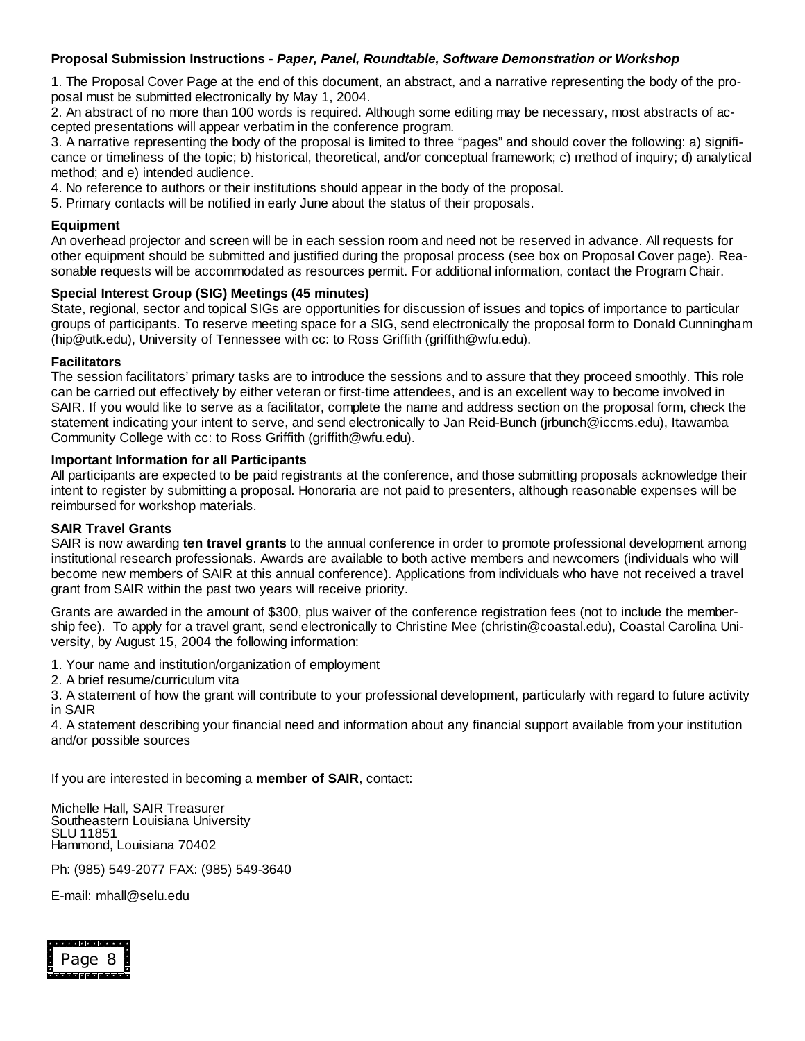**Proposal Submission Instructions - *Paper, Panel, Roundtable, Software Demonstration or Workshop***

1. The Proposal Cover Page at the end of this document, an abstract, and a narrative representing the body of the proposal must be submitted electronically by May 1, 2004.
2. An abstract of no more than 100 words is required. Although some editing may be necessary, most abstracts of accepted presentations will appear verbatim in the conference program.
3. A narrative representing the body of the proposal is limited to three "pages" and should cover the following: a) significance or timeliness of the topic; b) historical, theoretical, and/or conceptual framework; c) method of inquiry; d) analytical method; and e) intended audience.
4. No reference to authors or their institutions should appear in the body of the proposal.
5. Primary contacts will be notified in early June about the status of their proposals.

**Equipment**

An overhead projector and screen will be in each session room and need not be reserved in advance. All requests for other equipment should be submitted and justified during the proposal process (see box on Proposal Cover page). Reasonable requests will be accommodated as resources permit. For additional information, contact the Program Chair.

**Special Interest Group (SIG) Meetings (45 minutes)**

State, regional, sector and topical SIGs are opportunities for discussion of issues and topics of importance to particular groups of participants. To reserve meeting space for a SIG, send electronically the proposal form to Donald Cunningham (hip@utk.edu), University of Tennessee with cc: to Ross Griffith (griffith@wfu.edu).

**Facilitators**

The session facilitators' primary tasks are to introduce the sessions and to assure that they proceed smoothly. This role can be carried out effectively by either veteran or first-time attendees, and is an excellent way to become involved in SAIR. If you would like to serve as a facilitator, complete the name and address section on the proposal form, check the statement indicating your intent to serve, and send electronically to Jan Reid-Bunch (jrbunch@iccms.edu), Itawamba Community College with cc: to Ross Griffith (griffith@wfu.edu).

**Important Information for all Participants**

All participants are expected to be paid registrants at the conference, and those submitting proposals acknowledge their intent to register by submitting a proposal. Honoraria are not paid to presenters, although reasonable expenses will be reimbursed for workshop materials.

**SAIR Travel Grants**

SAIR is now awarding **ten travel grants** to the annual conference in order to promote professional development among institutional research professionals. Awards are available to both active members and newcomers (individuals who will become new members of SAIR at this annual conference). Applications from individuals who have not received a travel grant from SAIR within the past two years will receive priority.

Grants are awarded in the amount of $300, plus waiver of the conference registration fees (not to include the membership fee). To apply for a travel grant, send electronically to Christine Mee (christin@coastal.edu), Coastal Carolina University, by August 15, 2004 the following information:

1. Your name and institution/organization of employment
2. A brief resume/curriculum vita
3. A statement of how the grant will contribute to your professional development, particularly with regard to future activity in SAIR
4. A statement describing your financial need and information about any financial support available from your institution and/or possible sources

If you are interested in becoming a **member of SAIR**, contact:

Michelle Hall, SAIR Treasurer
Southeastern Louisiana University
SLU 11851
Hammond, Louisiana 70402

Ph: (985) 549-2077 FAX: (985) 549-3640

E-mail: mhall@selu.edu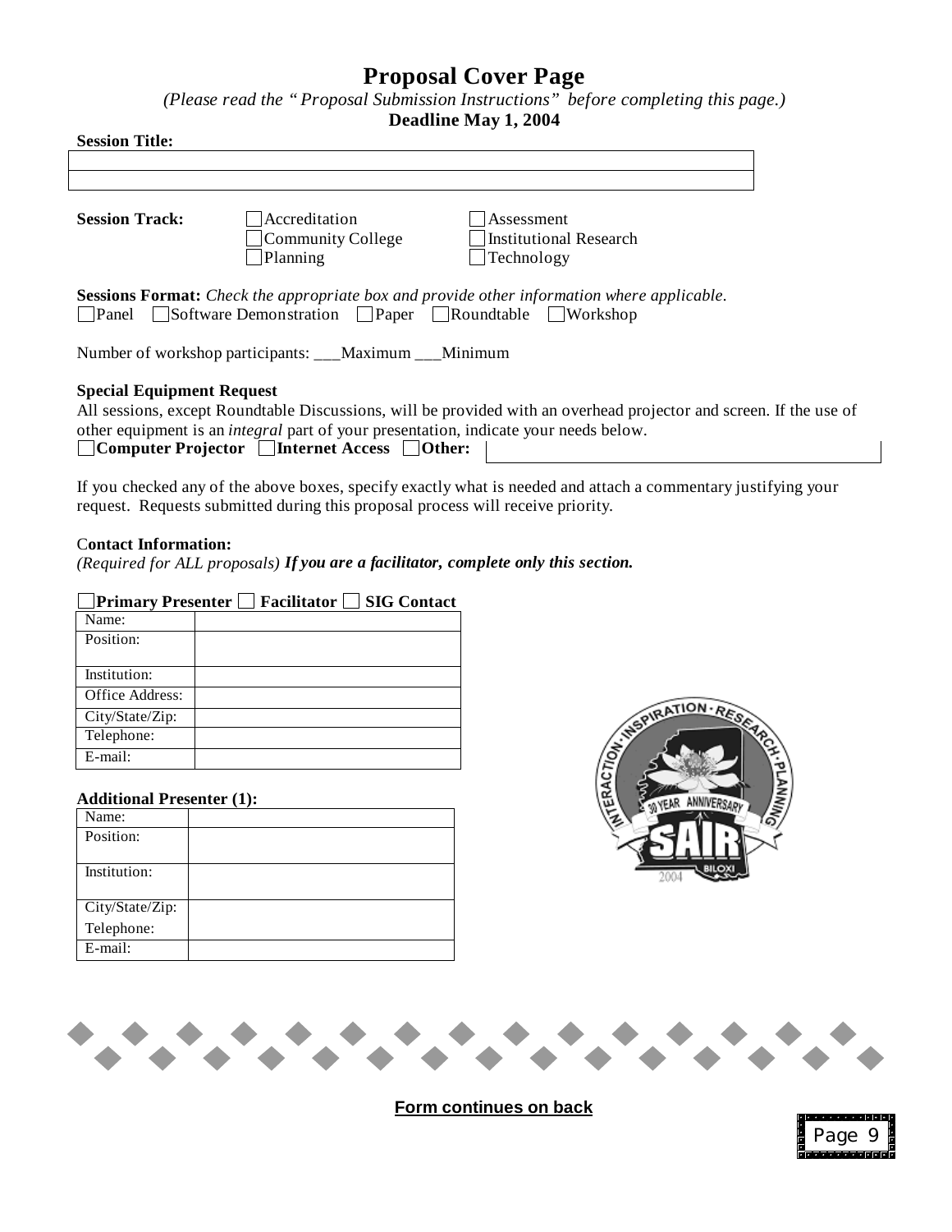# Proposal Cover Page

*(Please read the "Proposal Submission Instructions" before completing this page.)*

**Deadline May 1, 2004**

**Session Title:**

| |
|---|
| |
| |

**Session Track:**

- ☐ Accreditation
- ☐ Community College
- ☐ Planning
- ☐ Assessment
- ☐ Institutional Research
- ☐ Technology

**Sessions Format:** *Check the appropriate box and provide other information where applicable.*

☐ Panel ☐ Software Demonstration ☐ Paper ☐ Roundtable ☐ Workshop

Number of workshop participants: ___Maximum ___Minimum

**Special Equipment Request**

All sessions, except Roundtable Discussions, will be provided with an overhead projector and screen. If the use of other equipment is an *integral* part of your presentation, indicate your needs below.

☐ **Computer Projector** ☐ **Internet Access** ☐ **Other:** ____________________

If you checked any of the above boxes, specify exactly what is needed and attach a commentary justifying your request. Requests submitted during this proposal process will receive priority.

**Contact Information:**

*(Required for ALL proposals)* ***If you are a facilitator, complete only this section.***

☐ **Primary Presenter** ☐ **Facilitator** ☐ **SIG Contact**

| | |
|---|---|
| Name: | |
| Position: | |
| Institution: | |
| Office Address: | |
| City/State/Zip: | |
| Telephone: | |
| E-mail: | |

**Additional Presenter (1):**

| | |
|---|---|
| Name: | |
| Position: | |
| Institution: | |
| City/State/Zip: Telephone: | |
| E-mail: | |

**Form continues on back**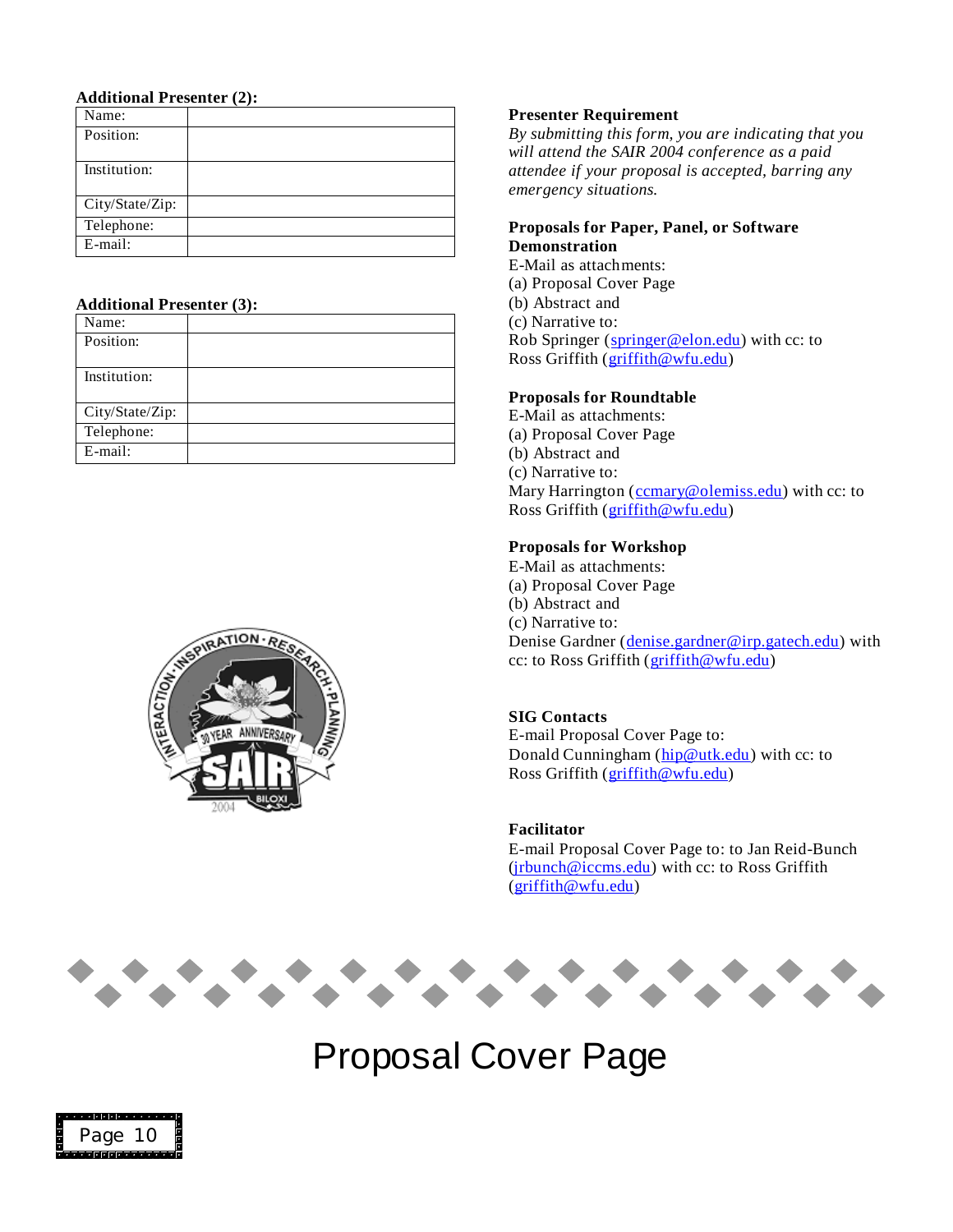**Additional Presenter (2):**

| Name: | |
|---|---|
| Position: | |
| Institution: | |
| City/State/Zip: | |
| Telephone: | |
| E-mail: | |

**Additional Presenter (3):**

| Name: | |
|---|---|
| Position: | |
| Institution: | |
| City/State/Zip: | |
| Telephone: | |
| E-mail: | |

**Presenter Requirement**

*By submitting this form, you are indicating that you will attend the SAIR 2004 conference as a paid attendee if your proposal is accepted, barring any emergency situations.*

**Proposals for Paper, Panel, or Software Demonstration**

E-Mail as attachments:
(a) Proposal Cover Page
(b) Abstract and
(c) Narrative to:
Rob Springer (springer@elon.edu) with cc: to Ross Griffith (griffith@wfu.edu)

**Proposals for Roundtable**

E-Mail as attachments:
(a) Proposal Cover Page
(b) Abstract and
(c) Narrative to:
Mary Harrington (ccmary@olemiss.edu) with cc: to Ross Griffith (griffith@wfu.edu)

**Proposals for Workshop**

E-Mail as attachments:
(a) Proposal Cover Page
(b) Abstract and
(c) Narrative to:
Denise Gardner (denise.gardner@irp.gatech.edu) with cc: to Ross Griffith (griffith@wfu.edu)

**SIG Contacts**

E-mail Proposal Cover Page to:
Donald Cunningham (hip@utk.edu) with cc: to Ross Griffith (griffith@wfu.edu)

**Facilitator**

E-mail Proposal Cover Page to: to Jan Reid-Bunch (jrbunch@iccms.edu) with cc: to Ross Griffith (griffith@wfu.edu)

# Proposal Cover Page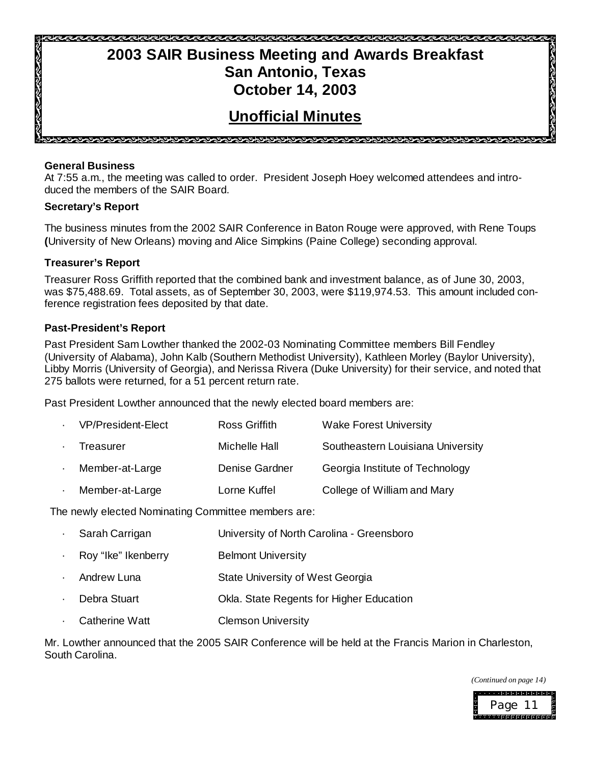# 2003 SAIR Business Meeting and Awards Breakfast
# San Antonio, Texas
# October 14, 2003

## Unofficial Minutes

**General Business**

At 7:55 a.m., the meeting was called to order. President Joseph Hoey welcomed attendees and introduced the members of the SAIR Board.

**Secretary's Report**

The business minutes from the 2002 SAIR Conference in Baton Rouge were approved, with Rene Toups (University of New Orleans) moving and Alice Simpkins (Paine College) seconding approval.

**Treasurer's Report**

Treasurer Ross Griffith reported that the combined bank and investment balance, as of June 30, 2003, was $75,488.69. Total assets, as of September 30, 2003, were $119,974.53. This amount included conference registration fees deposited by that date.

**Past-President's Report**

Past President Sam Lowther thanked the 2002-03 Nominating Committee members Bill Fendley (University of Alabama), John Kalb (Southern Methodist University), Kathleen Morley (Baylor University), Libby Morris (University of Georgia), and Nerissa Rivera (Duke University) for their service, and noted that 275 ballots were returned, for a 51 percent return rate.

Past President Lowther announced that the newly elected board members are:

- VP/President-Elect — Ross Griffith — Wake Forest University
- Treasurer — Michelle Hall — Southeastern Louisiana University
- Member-at-Large — Denise Gardner — Georgia Institute of Technology
- Member-at-Large — Lorne Kuffel — College of William and Mary

The newly elected Nominating Committee members are:

- Sarah Carrigan — University of North Carolina - Greensboro
- Roy "Ike" Ikenberry — Belmont University
- Andrew Luna — State University of West Georgia
- Debra Stuart — Okla. State Regents for Higher Education
- Catherine Watt — Clemson University

Mr. Lowther announced that the 2005 SAIR Conference will be held at the Francis Marion in Charleston, South Carolina.

*(Continued on page 14)*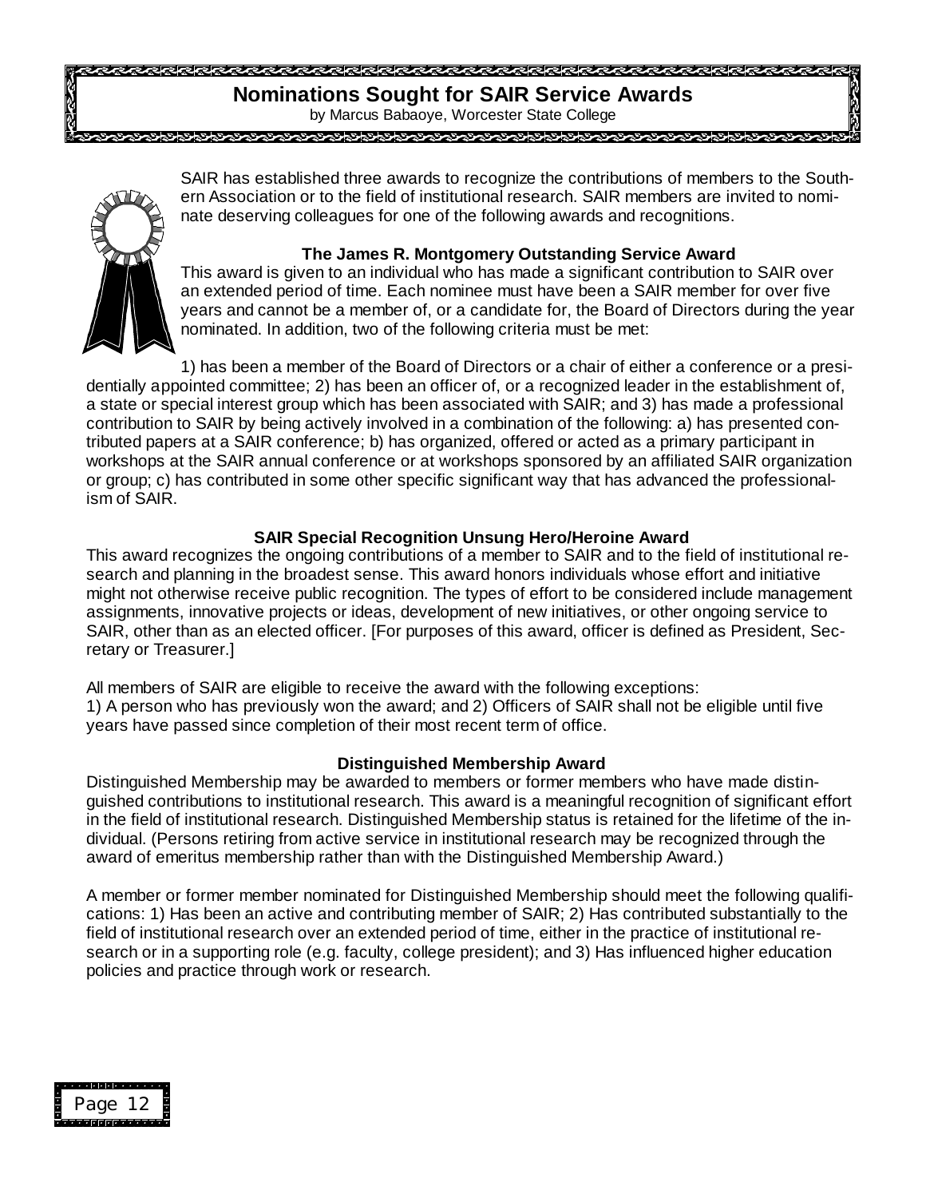# Nominations Sought for SAIR Service Awards

by Marcus Babaoye, Worcester State College

SAIR has established three awards to recognize the contributions of members to the Southern Association or to the field of institutional research. SAIR members are invited to nominate deserving colleagues for one of the following awards and recognitions.

### The James R. Montgomery Outstanding Service Award

This award is given to an individual who has made a significant contribution to SAIR over an extended period of time. Each nominee must have been a SAIR member for over five years and cannot be a member of, or a candidate for, the Board of Directors during the year nominated. In addition, two of the following criteria must be met:

1) has been a member of the Board of Directors or a chair of either a conference or a presidentially appointed committee; 2) has been an officer of, or a recognized leader in the establishment of, a state or special interest group which has been associated with SAIR; and 3) has made a professional contribution to SAIR by being actively involved in a combination of the following: a) has presented contributed papers at a SAIR conference; b) has organized, offered or acted as a primary participant in workshops at the SAIR annual conference or at workshops sponsored by an affiliated SAIR organization or group; c) has contributed in some other specific significant way that has advanced the professionalism of SAIR.

### SAIR Special Recognition Unsung Hero/Heroine Award

This award recognizes the ongoing contributions of a member to SAIR and to the field of institutional research and planning in the broadest sense. This award honors individuals whose effort and initiative might not otherwise receive public recognition. The types of effort to be considered include management assignments, innovative projects or ideas, development of new initiatives, or other ongoing service to SAIR, other than as an elected officer. [For purposes of this award, officer is defined as President, Secretary or Treasurer.]

All members of SAIR are eligible to receive the award with the following exceptions:
1) A person who has previously won the award; and 2) Officers of SAIR shall not be eligible until five years have passed since completion of their most recent term of office.

### Distinguished Membership Award

Distinguished Membership may be awarded to members or former members who have made distinguished contributions to institutional research. This award is a meaningful recognition of significant effort in the field of institutional research. Distinguished Membership status is retained for the lifetime of the individual. (Persons retiring from active service in institutional research may be recognized through the award of emeritus membership rather than with the Distinguished Membership Award.)

A member or former member nominated for Distinguished Membership should meet the following qualifications: 1) Has been an active and contributing member of SAIR; 2) Has contributed substantially to the field of institutional research over an extended period of time, either in the practice of institutional research or in a supporting role (e.g. faculty, college president); and 3) Has influenced higher education policies and practice through work or research.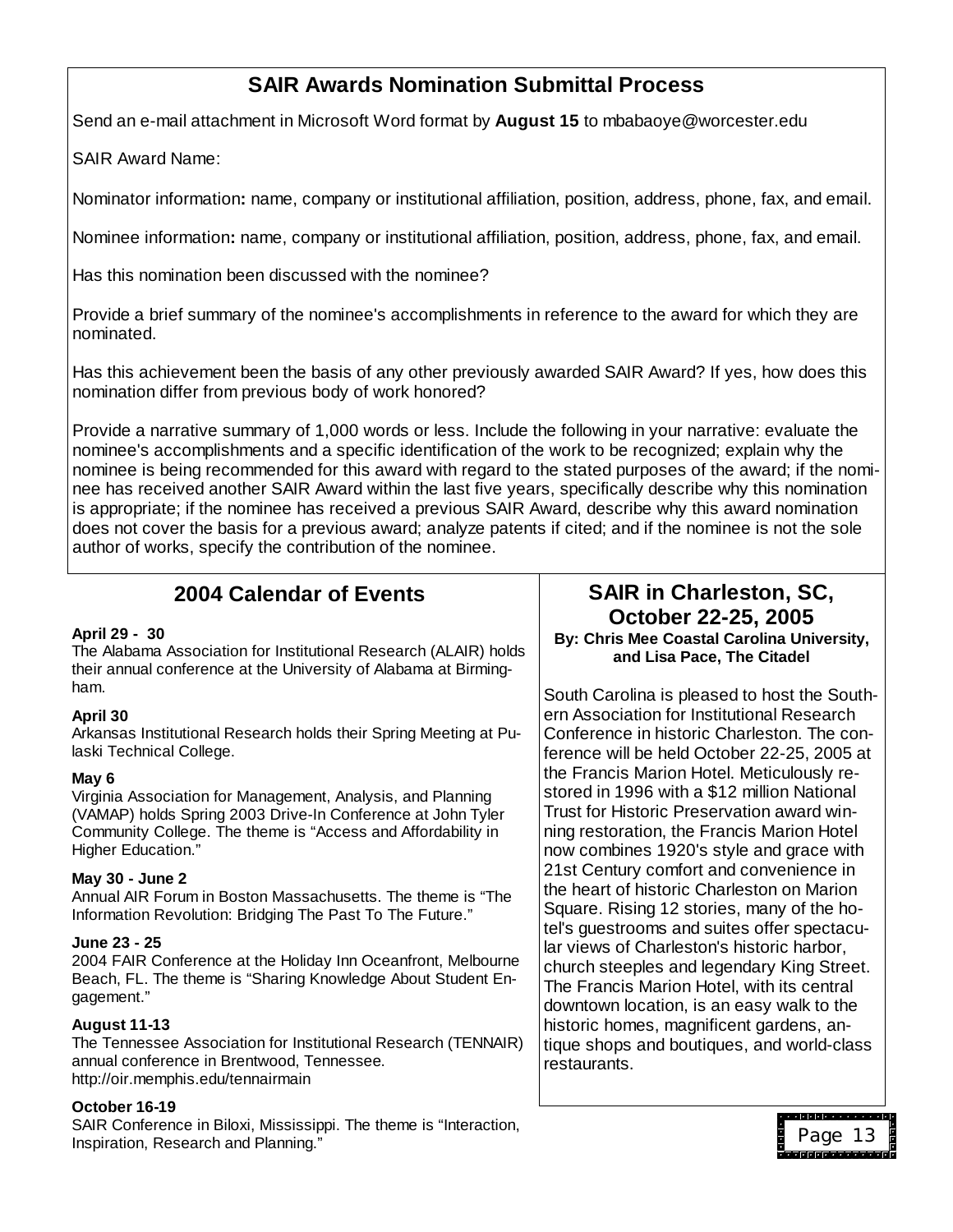## SAIR Awards Nomination Submittal Process

Send an e-mail attachment in Microsoft Word format by **August 15** to mbabaoye@worcester.edu

SAIR Award Name:

Nominator information**:** name, company or institutional affiliation, position, address, phone, fax, and email.

Nominee information**:** name, company or institutional affiliation, position, address, phone, fax, and email.

Has this nomination been discussed with the nominee?

Provide a brief summary of the nominee's accomplishments in reference to the award for which they are nominated.

Has this achievement been the basis of any other previously awarded SAIR Award? If yes, how does this nomination differ from previous body of work honored?

Provide a narrative summary of 1,000 words or less. Include the following in your narrative: evaluate the nominee's accomplishments and a specific identification of the work to be recognized; explain why the nominee is being recommended for this award with regard to the stated purposes of the award; if the nominee has received another SAIR Award within the last five years, specifically describe why this nomination is appropriate; if the nominee has received a previous SAIR Award, describe why this award nomination does not cover the basis for a previous award; analyze patents if cited; and if the nominee is not the sole author of works, specify the contribution of the nominee.

## 2004 Calendar of Events

**April 29 - 30**
The Alabama Association for Institutional Research (ALAIR) holds their annual conference at the University of Alabama at Birmingham.

**April 30**
Arkansas Institutional Research holds their Spring Meeting at Pulaski Technical College.

**May 6**
Virginia Association for Management, Analysis, and Planning (VAMAP) holds Spring 2003 Drive-In Conference at John Tyler Community College. The theme is "Access and Affordability in Higher Education."

**May 30 - June 2**
Annual AIR Forum in Boston Massachusetts. The theme is "The Information Revolution: Bridging The Past To The Future."

**June 23 - 25**
2004 FAIR Conference at the Holiday Inn Oceanfront, Melbourne Beach, FL. The theme is "Sharing Knowledge About Student Engagement."

**August 11-13**
The Tennessee Association for Institutional Research (TENNAIR) annual conference in Brentwood, Tennessee. http://oir.memphis.edu/tennairmain

**October 16-19**
SAIR Conference in Biloxi, Mississippi. The theme is "Interaction, Inspiration, Research and Planning."

## SAIR in Charleston, SC, October 22-25, 2005

**By: Chris Mee Coastal Carolina University, and Lisa Pace, The Citadel**

South Carolina is pleased to host the Southern Association for Institutional Research Conference in historic Charleston. The conference will be held October 22-25, 2005 at the Francis Marion Hotel. Meticulously restored in 1996 with a $12 million National Trust for Historic Preservation award winning restoration, the Francis Marion Hotel now combines 1920's style and grace with 21st Century comfort and convenience in the heart of historic Charleston on Marion Square. Rising 12 stories, many of the hotel's guestrooms and suites offer spectacular views of Charleston's historic harbor, church steeples and legendary King Street. The Francis Marion Hotel, with its central downtown location, is an easy walk to the historic homes, magnificent gardens, antique shops and boutiques, and world-class restaurants.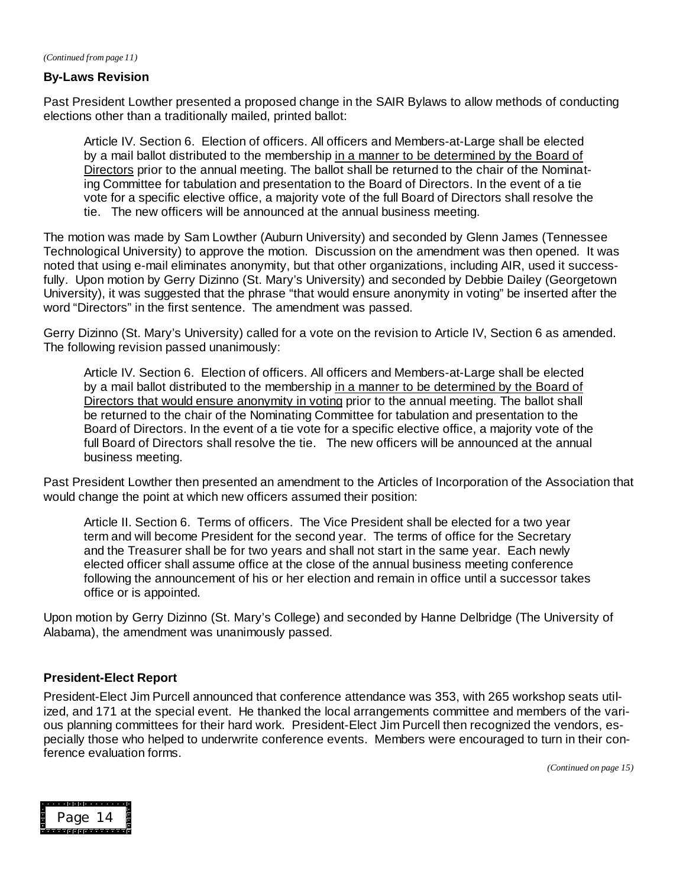*(Continued from page 11)*

**By-Laws Revision**

Past President Lowther presented a proposed change in the SAIR Bylaws to allow methods of conducting elections other than a traditionally mailed, printed ballot:

> Article IV. Section 6. Election of officers. All officers and Members-at-Large shall be elected by a mail ballot distributed to the membership <u>in a manner to be determined by the Board of Directors</u> prior to the annual meeting. The ballot shall be returned to the chair of the Nominating Committee for tabulation and presentation to the Board of Directors. In the event of a tie vote for a specific elective office, a majority vote of the full Board of Directors shall resolve the tie. The new officers will be announced at the annual business meeting.

The motion was made by Sam Lowther (Auburn University) and seconded by Glenn James (Tennessee Technological University) to approve the motion. Discussion on the amendment was then opened. It was noted that using e-mail eliminates anonymity, but that other organizations, including AIR, used it successfully. Upon motion by Gerry Dizinno (St. Mary's University) and seconded by Debbie Dailey (Georgetown University), it was suggested that the phrase "that would ensure anonymity in voting" be inserted after the word "Directors" in the first sentence. The amendment was passed.

Gerry Dizinno (St. Mary's University) called for a vote on the revision to Article IV, Section 6 as amended. The following revision passed unanimously:

> Article IV. Section 6. Election of officers. All officers and Members-at-Large shall be elected by a mail ballot distributed to the membership <u>in a manner to be determined by the Board of Directors that would ensure anonymity in voting</u> prior to the annual meeting. The ballot shall be returned to the chair of the Nominating Committee for tabulation and presentation to the Board of Directors. In the event of a tie vote for a specific elective office, a majority vote of the full Board of Directors shall resolve the tie. The new officers will be announced at the annual business meeting.

Past President Lowther then presented an amendment to the Articles of Incorporation of the Association that would change the point at which new officers assumed their position:

> Article II. Section 6. Terms of officers. The Vice President shall be elected for a two year term and will become President for the second year. The terms of office for the Secretary and the Treasurer shall be for two years and shall not start in the same year. Each newly elected officer shall assume office at the close of the annual business meeting conference following the announcement of his or her election and remain in office until a successor takes office or is appointed.

Upon motion by Gerry Dizinno (St. Mary's College) and seconded by Hanne Delbridge (The University of Alabama), the amendment was unanimously passed.

**President-Elect Report**

President-Elect Jim Purcell announced that conference attendance was 353, with 265 workshop seats utilized, and 171 at the special event. He thanked the local arrangements committee and members of the various planning committees for their hard work. President-Elect Jim Purcell then recognized the vendors, especially those who helped to underwrite conference events. Members were encouraged to turn in their conference evaluation forms.

*(Continued on page 15)*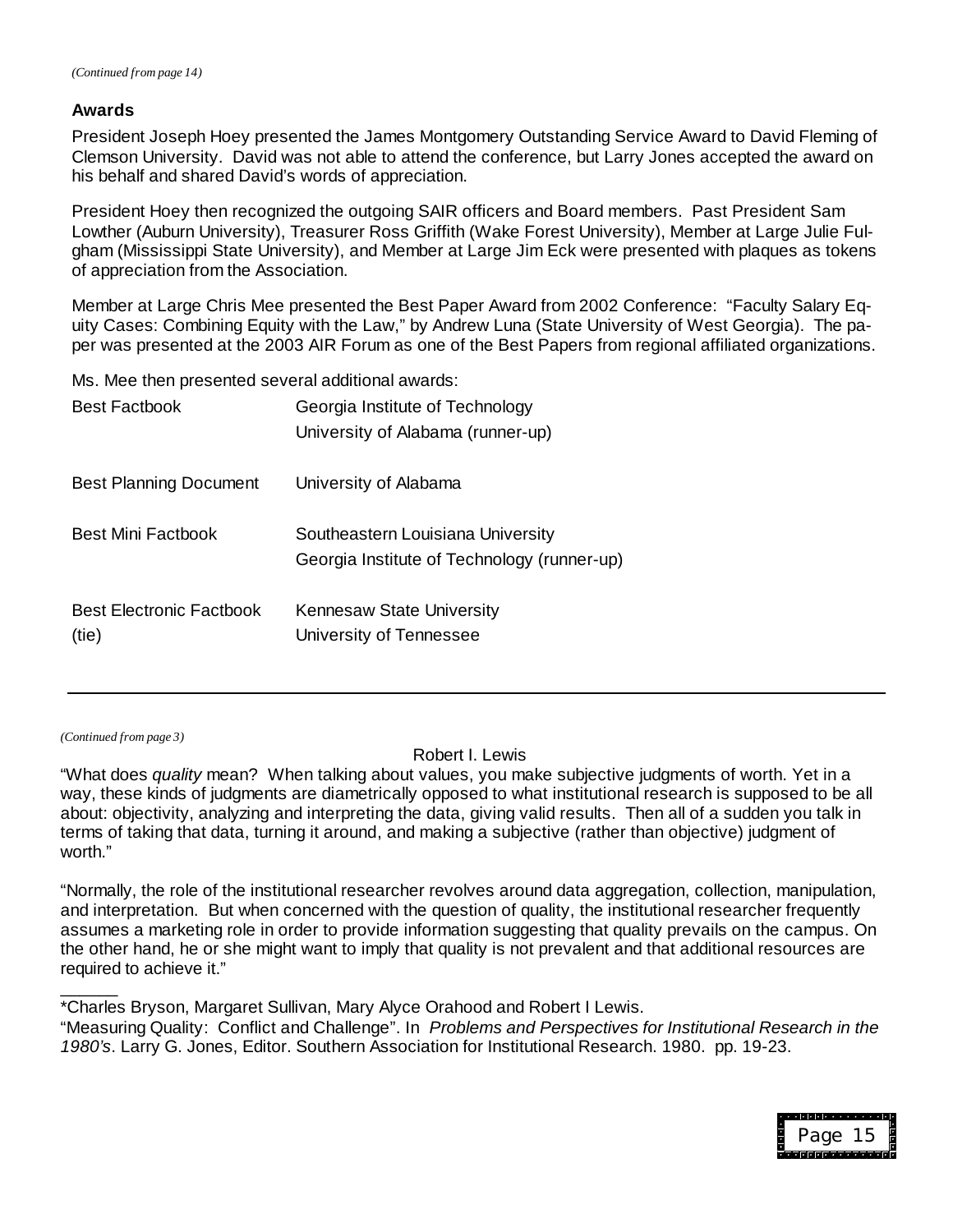*(Continued from page 14)*

## Awards

President Joseph Hoey presented the James Montgomery Outstanding Service Award to David Fleming of Clemson University. David was not able to attend the conference, but Larry Jones accepted the award on his behalf and shared David's words of appreciation.

President Hoey then recognized the outgoing SAIR officers and Board members. Past President Sam Lowther (Auburn University), Treasurer Ross Griffith (Wake Forest University), Member at Large Julie Fulgham (Mississippi State University), and Member at Large Jim Eck were presented with plaques as tokens of appreciation from the Association.

Member at Large Chris Mee presented the Best Paper Award from 2002 Conference: "Faculty Salary Equity Cases: Combining Equity with the Law," by Andrew Luna (State University of West Georgia). The paper was presented at the 2003 AIR Forum as one of the Best Papers from regional affiliated organizations.

Ms. Mee then presented several additional awards:

| Award | Recipient |
| --- | --- |
| Best Factbook | Georgia Institute of Technology<br>University of Alabama (runner-up) |
| Best Planning Document | University of Alabama |
| Best Mini Factbook | Southeastern Louisiana University<br>Georgia Institute of Technology (runner-up) |
| Best Electronic Factbook (tie) | Kennesaw State University<br>University of Tennessee |

---

*(Continued from page 3)*

Robert I. Lewis

"What does *quality* mean? When talking about values, you make subjective judgments of worth. Yet in a way, these kinds of judgments are diametrically opposed to what institutional research is supposed to be all about: objectivity, analyzing and interpreting the data, giving valid results. Then all of a sudden you talk in terms of taking that data, turning it around, and making a subjective (rather than objective) judgment of worth."

"Normally, the role of the institutional researcher revolves around data aggregation, collection, manipulation, and interpretation. But when concerned with the question of quality, the institutional researcher frequently assumes a marketing role in order to provide information suggesting that quality prevails on the campus. On the other hand, he or she might want to imply that quality is not prevalent and that additional resources are required to achieve it."

______

*Charles Bryson, Margaret Sullivan, Mary Alyce Orahood and Robert I Lewis.
"Measuring Quality: Conflict and Challenge". In *Problems and Perspectives for Institutional Research in the 1980's*. Larry G. Jones, Editor. Southern Association for Institutional Research. 1980. pp. 19-23.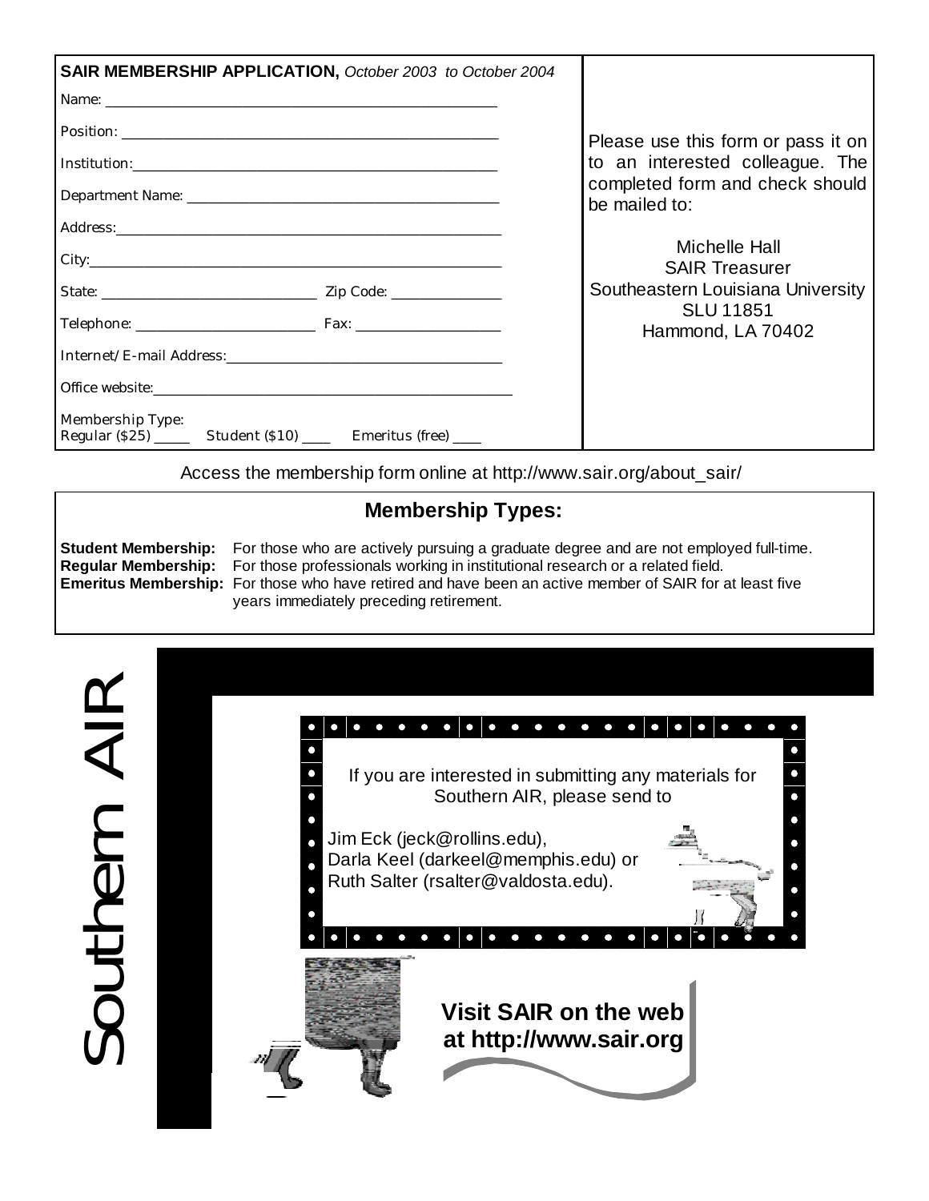**SAIR MEMBERSHIP APPLICATION,** *October 2003 to October 2004*

Name: ____________________________________________

Position: ____________________________________________

Institution: ____________________________________________

Department Name: ____________________________________________

Address: ____________________________________________

City: ____________________________________________

State: ______________________ Zip Code: ______________

Telephone: ____________________ Fax: ________________

Internet/E-mail Address: ________________________________

Office website: ____________________________________________

Membership Type:
Regular ($25) _____ Student ($10) ____ Emeritus (free) ____

Please use this form or pass it on to an interested colleague. The completed form and check should be mailed to:

Michelle Hall
SAIR Treasurer
Southeastern Louisiana University
SLU 11851
Hammond, LA 70402

Access the membership form online at http://www.sair.org/about_sair/

## Membership Types:

**Student Membership:** For those who are actively pursuing a graduate degree and are not employed full-time.
**Regular Membership:** For those professionals working in institutional research or a related field.
**Emeritus Membership:** For those who have retired and have been an active member of SAIR for at least five years immediately preceding retirement.

# Southern AIR

If you are interested in submitting any materials for Southern AIR, please send to

Jim Eck (jeck@rollins.edu),
Darla Keel (darkeel@memphis.edu) or
Ruth Salter (rsalter@valdosta.edu).

**Visit SAIR on the web at http://www.sair.org**